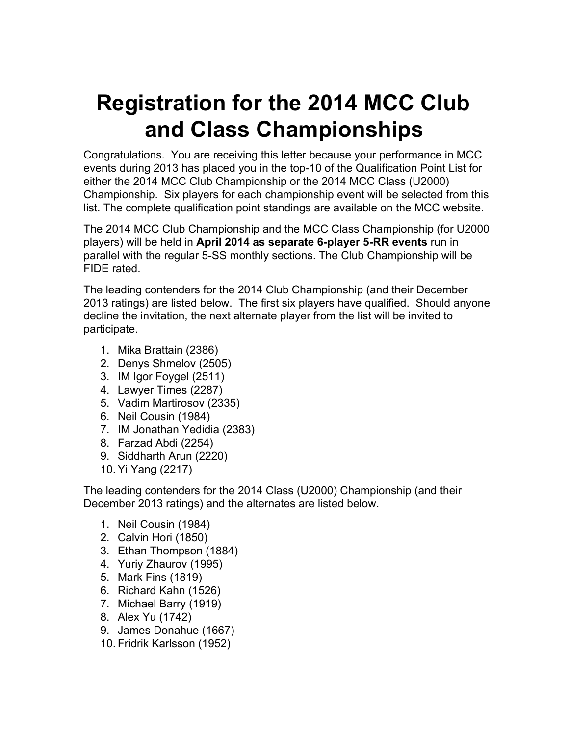# Registration for the 2014 MCC Club and Class Championships

Congratulations. You are receiving this letter because your performance in MCC events during 2013 has placed you in the top-10 of the Qualification Point List for either the 2014 MCC Club Championship or the 2014 MCC Class (U2000) Championship. Six players for each championship event will be selected from this list. The complete qualification point standings are available on the MCC website.

The 2014 MCC Club Championship and the MCC Class Championship (for U2000 players) will be held in **April 2014 as separate 6-player 5-RR events** run in parallel with the regular 5-SS monthly sections. The Club Championship will be FIDE rated.

The leading contenders for the 2014 Club Championship (and their December 2013 ratings) are listed below. The first six players have qualified. Should anyone decline the invitation, the next alternate player from the list will be invited to participate.

1. Mika Brattain (2386)
2. Denys Shmelov (2505)
3. IM Igor Foygel (2511)
4. Lawyer Times (2287)
5. Vadim Martirosov (2335)
6. Neil Cousin (1984)
7. IM Jonathan Yedidia (2383)
8. Farzad Abdi (2254)
9. Siddharth Arun (2220)
10. Yi Yang (2217)

The leading contenders for the 2014 Class (U2000) Championship (and their December 2013 ratings) and the alternates are listed below.

1. Neil Cousin (1984)
2. Calvin Hori (1850)
3. Ethan Thompson (1884)
4. Yuriy Zhaurov (1995)
5. Mark Fins (1819)
6. Richard Kahn (1526)
7. Michael Barry (1919)
8. Alex Yu (1742)
9. James Donahue (1667)
10. Fridrik Karlsson (1952)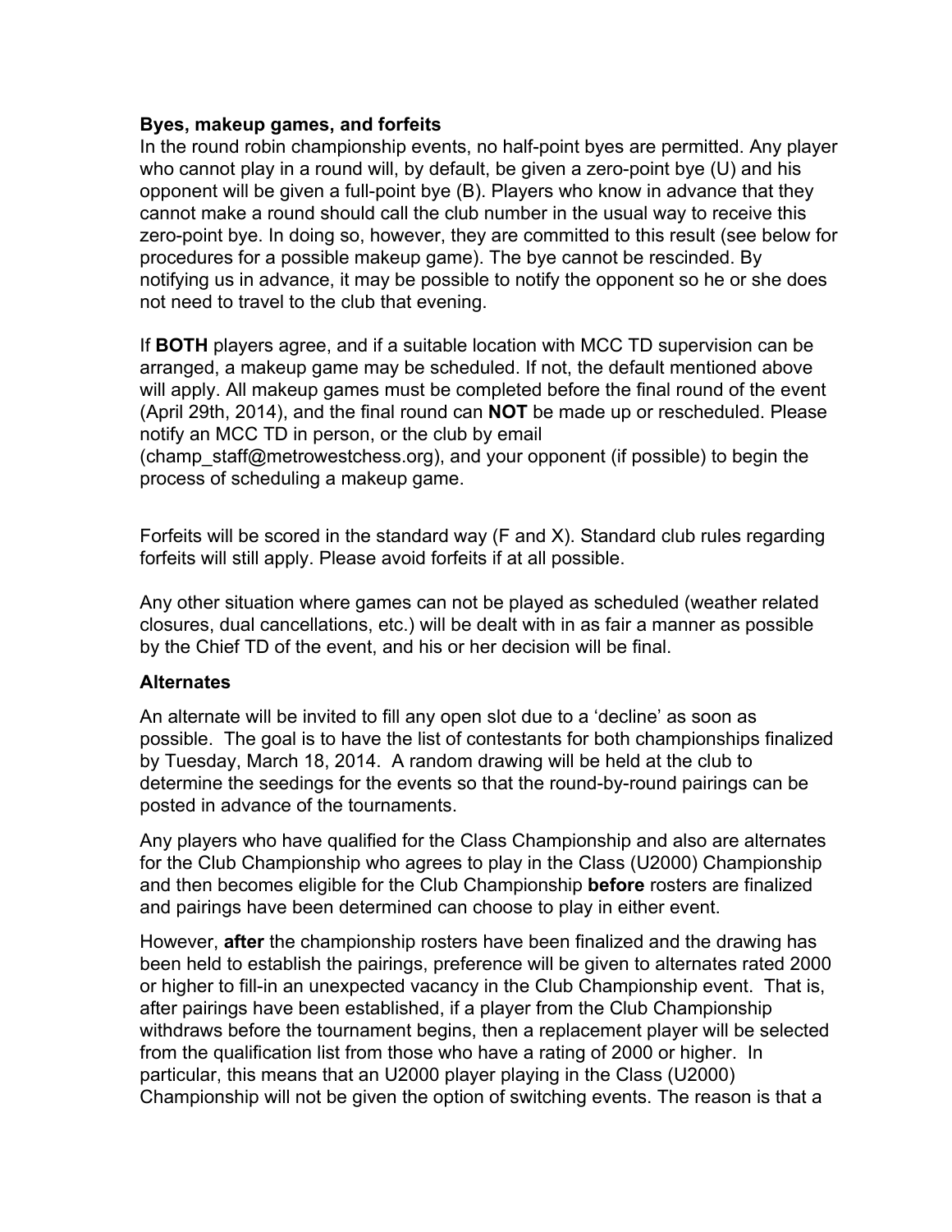**Byes, makeup games, and forfeits**

In the round robin championship events, no half-point byes are permitted. Any player who cannot play in a round will, by default, be given a zero-point bye (U) and his opponent will be given a full-point bye (B). Players who know in advance that they cannot make a round should call the club number in the usual way to receive this zero-point bye. In doing so, however, they are committed to this result (see below for procedures for a possible makeup game). The bye cannot be rescinded. By notifying us in advance, it may be possible to notify the opponent so he or she does not need to travel to the club that evening.

If **BOTH** players agree, and if a suitable location with MCC TD supervision can be arranged, a makeup game may be scheduled. If not, the default mentioned above will apply. All makeup games must be completed before the final round of the event (April 29th, 2014), and the final round can **NOT** be made up or rescheduled. Please notify an MCC TD in person, or the club by email (champ_staff@metrowestchess.org), and your opponent (if possible) to begin the process of scheduling a makeup game.

Forfeits will be scored in the standard way (F and X). Standard club rules regarding forfeits will still apply. Please avoid forfeits if at all possible.

Any other situation where games can not be played as scheduled (weather related closures, dual cancellations, etc.) will be dealt with in as fair a manner as possible by the Chief TD of the event, and his or her decision will be final.

**Alternates**

An alternate will be invited to fill any open slot due to a 'decline' as soon as possible. The goal is to have the list of contestants for both championships finalized by Tuesday, March 18, 2014. A random drawing will be held at the club to determine the seedings for the events so that the round-by-round pairings can be posted in advance of the tournaments.

Any players who have qualified for the Class Championship and also are alternates for the Club Championship who agrees to play in the Class (U2000) Championship and then becomes eligible for the Club Championship **before** rosters are finalized and pairings have been determined can choose to play in either event.

However, **after** the championship rosters have been finalized and the drawing has been held to establish the pairings, preference will be given to alternates rated 2000 or higher to fill-in an unexpected vacancy in the Club Championship event. That is, after pairings have been established, if a player from the Club Championship withdraws before the tournament begins, then a replacement player will be selected from the qualification list from those who have a rating of 2000 or higher. In particular, this means that an U2000 player playing in the Class (U2000) Championship will not be given the option of switching events. The reason is that a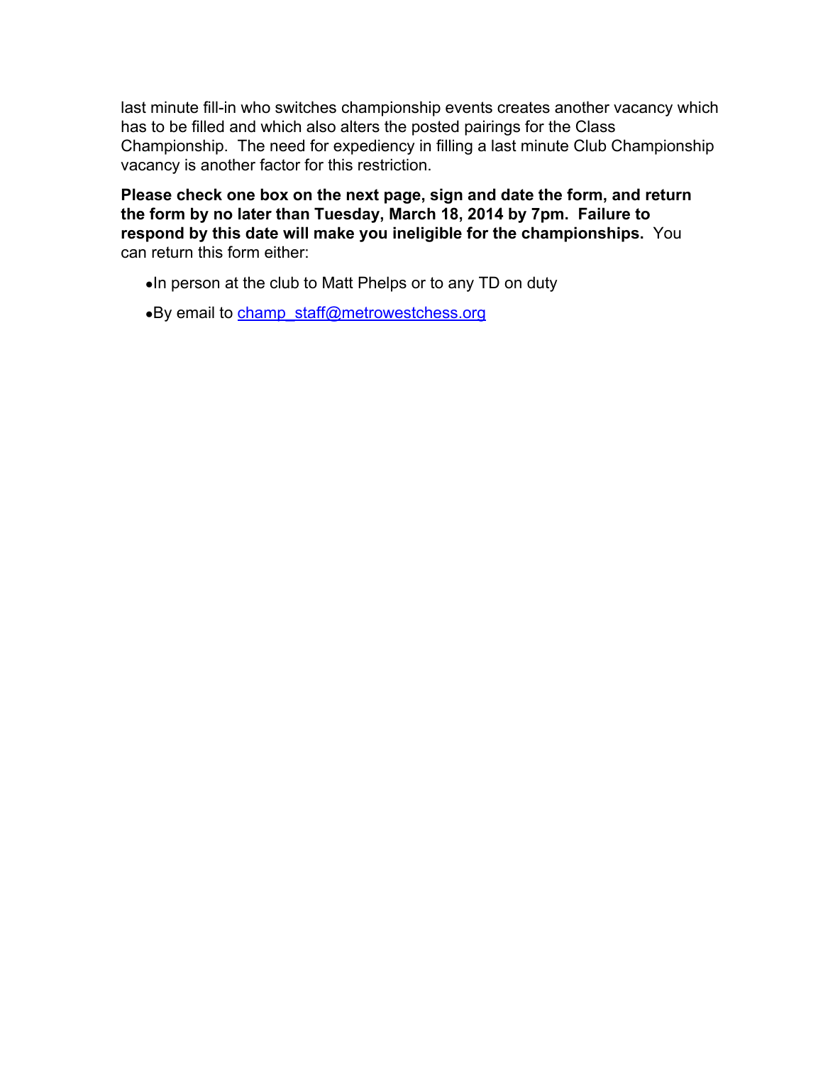last minute fill-in who switches championship events creates another vacancy which has to be filled and which also alters the posted pairings for the Class Championship. The need for expediency in filling a last minute Club Championship vacancy is another factor for this restriction.

**Please check one box on the next page, sign and date the form, and return the form by no later than Tuesday, March 18, 2014 by 7pm. Failure to respond by this date will make you ineligible for the championships.** You can return this form either:

- In person at the club to Matt Phelps or to any TD on duty
- By email to champ_staff@metrowestchess.org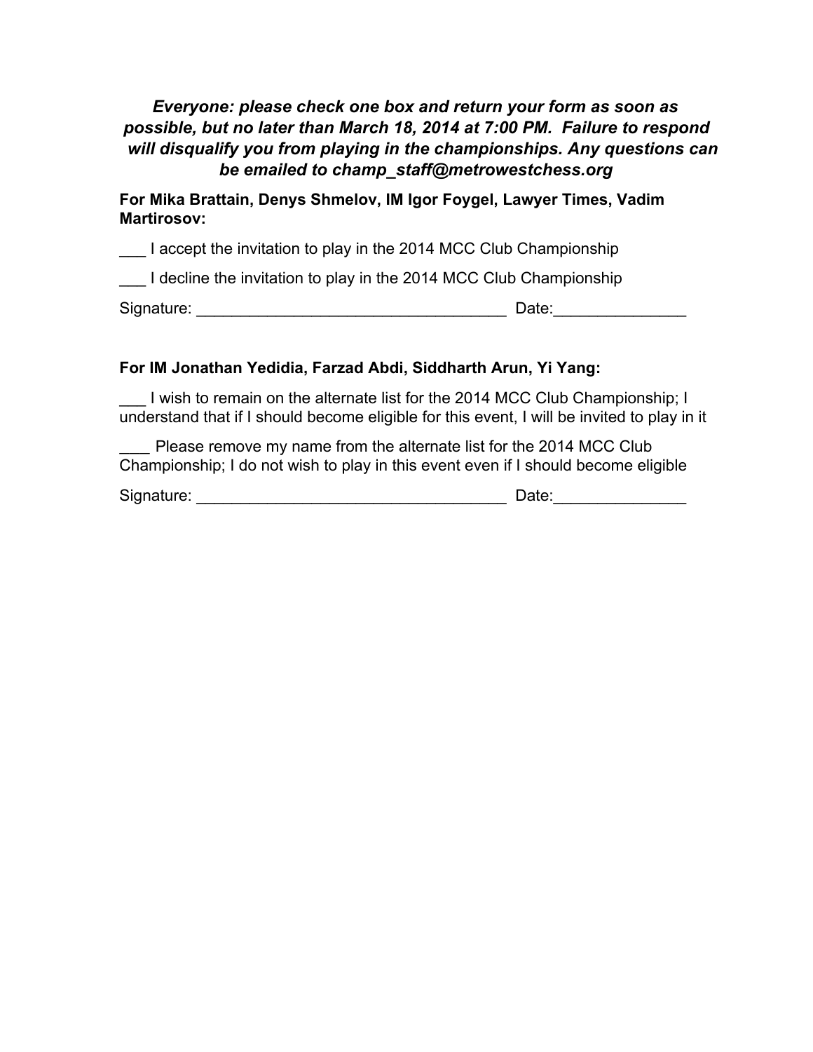***Everyone: please check one box and return your form as soon as possible, but no later than March 18, 2014 at 7:00 PM. Failure to respond will disqualify you from playing in the championships. Any questions can be emailed to champ_staff@metrowestchess.org***

**For Mika Brattain, Denys Shmelov, IM Igor Foygel, Lawyer Times, Vadim Martirosov:**

___ I accept the invitation to play in the 2014 MCC Club Championship

___ I decline the invitation to play in the 2014 MCC Club Championship

Signature: ___________________________________ Date:_______________

**For IM Jonathan Yedidia, Farzad Abdi, Siddharth Arun, Yi Yang:**

___ I wish to remain on the alternate list for the 2014 MCC Club Championship; I understand that if I should become eligible for this event, I will be invited to play in it

____ Please remove my name from the alternate list for the 2014 MCC Club Championship; I do not wish to play in this event even if I should become eligible

Signature: ___________________________________ Date:_______________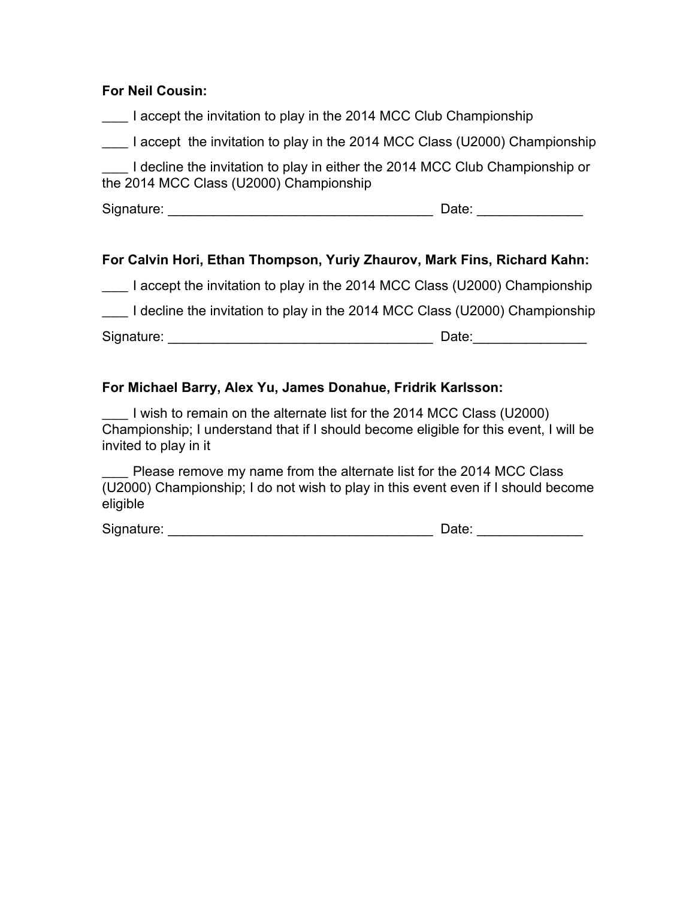**For Neil Cousin:**

\_\_\_\_ I accept the invitation to play in the 2014 MCC Club Championship

\_\_\_\_ I accept the invitation to play in the 2014 MCC Class (U2000) Championship

\_\_\_\_ I decline the invitation to play in either the 2014 MCC Club Championship or the 2014 MCC Class (U2000) Championship

Signature: \_\_\_\_\_\_\_\_\_\_\_\_\_\_\_\_\_\_\_\_\_\_\_\_\_\_\_\_\_\_\_\_\_\_\_ Date: \_\_\_\_\_\_\_\_\_\_\_\_\_\_

**For Calvin Hori, Ethan Thompson, Yuriy Zhaurov, Mark Fins, Richard Kahn:**

\_\_\_\_ I accept the invitation to play in the 2014 MCC Class (U2000) Championship

\_\_\_\_ I decline the invitation to play in the 2014 MCC Class (U2000) Championship

Signature: \_\_\_\_\_\_\_\_\_\_\_\_\_\_\_\_\_\_\_\_\_\_\_\_\_\_\_\_\_\_\_\_\_\_\_ Date:\_\_\_\_\_\_\_\_\_\_\_\_\_\_\_

**For Michael Barry, Alex Yu, James Donahue, Fridrik Karlsson:**

\_\_\_\_ I wish to remain on the alternate list for the 2014 MCC Class (U2000) Championship; I understand that if I should become eligible for this event, I will be invited to play in it

\_\_\_\_ Please remove my name from the alternate list for the 2014 MCC Class (U2000) Championship; I do not wish to play in this event even if I should become eligible

Signature: \_\_\_\_\_\_\_\_\_\_\_\_\_\_\_\_\_\_\_\_\_\_\_\_\_\_\_\_\_\_\_\_\_\_\_ Date: \_\_\_\_\_\_\_\_\_\_\_\_\_\_